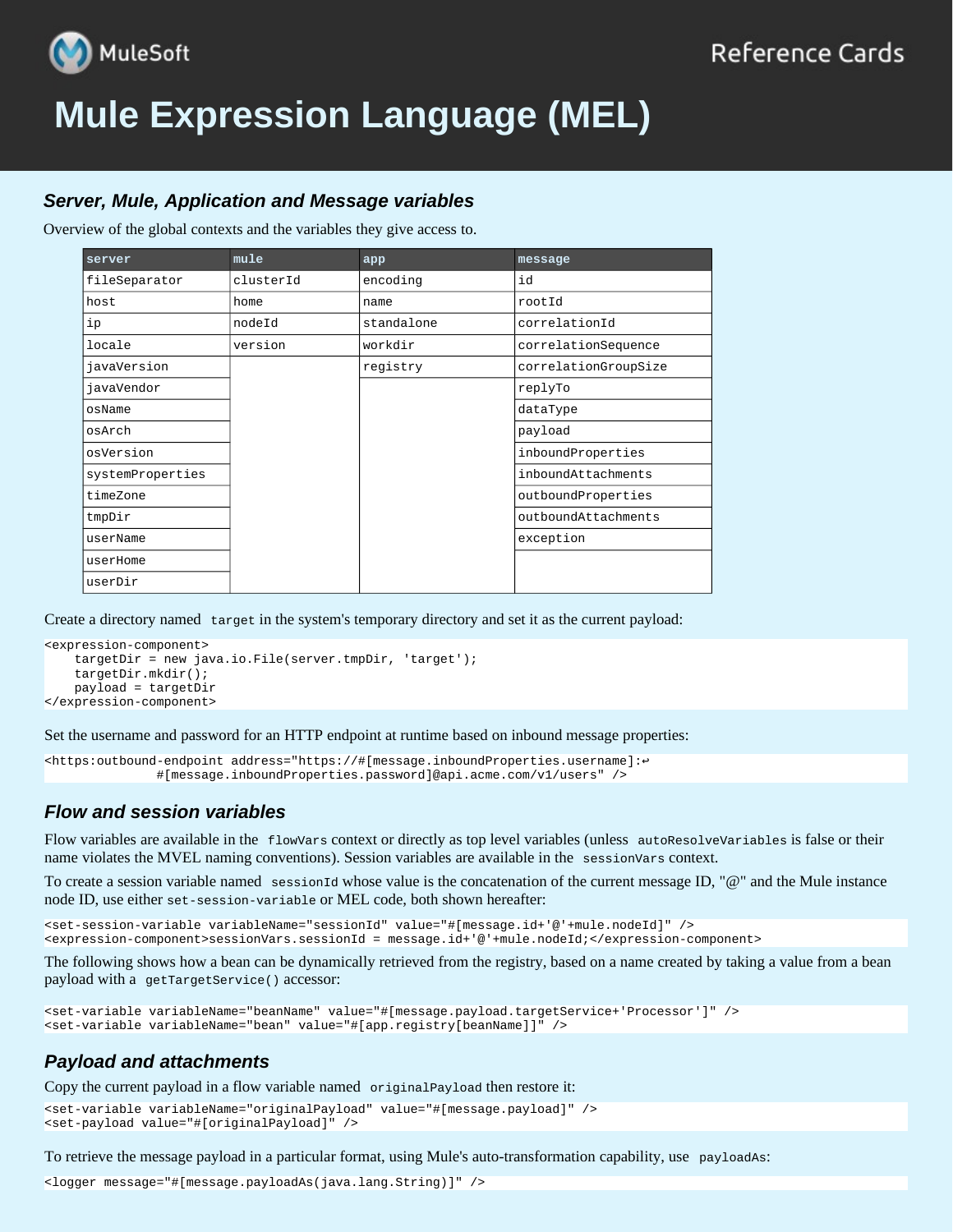# Mule Expression Language (MEL)

### Server, Mule, Application and Message variables

Overview of the global contexts and the variables they give access to.

| server | mule | app | message |
|---|---|---|---|
| fileSeparator | clusterId | encoding | id |
| host | home | name | rootId |
| ip | nodeId | standalone | correlationId |
| locale | version | workdir | correlationSequence |
| javaVersion | | registry | correlationGroupSize |
| javaVendor | | | replyTo |
| osName | | | dataType |
| osArch | | | payload |
| osVersion | | | inboundProperties |
| systemProperties | | | inboundAttachments |
| timeZone | | | outboundProperties |
| tmpDir | | | outboundAttachments |
| userName | | | exception |
| userHome | | | |
| userDir | | | |

Create a directory named `target` in the system's temporary directory and set it as the current payload:

```
<expression-component>
    targetDir = new java.io.File(server.tmpDir, 'target');
    targetDir.mkdir();
    payload = targetDir
</expression-component>
```

Set the username and password for an HTTP endpoint at runtime based on inbound message properties:

```
<https:outbound-endpoint address="https://#[message.inboundProperties.username]:↩
              #[message.inboundProperties.password]@api.acme.com/v1/users" />
```

### Flow and session variables

Flow variables are available in the `flowVars` context or directly as top level variables (unless `autoResolveVariables` is false or their name violates the MVEL naming conventions). Session variables are available in the `sessionVars` context.

To create a session variable named `sessionId` whose value is the concatenation of the current message ID, "@" and the Mule instance node ID, use either `set-session-variable` or MEL code, both shown hereafter:

```
<set-session-variable variableName="sessionId" value="#[message.id+'@'+mule.nodeId]" />
<expression-component>sessionVars.sessionId = message.id+'@'+mule.nodeId;</expression-component>
```

The following shows how a bean can be dynamically retrieved from the registry, based on a name created by taking a value from a bean payload with a `getTargetService()` accessor:

```
<set-variable variableName="beanName" value="#[message.payload.targetService+'Processor']" />
<set-variable variableName="bean" value="#[app.registry[beanName]]" />
```

### Payload and attachments

Copy the current payload in a flow variable named `originalPayload` then restore it:

```
<set-variable variableName="originalPayload" value="#[message.payload]" />
<set-payload value="#[originalPayload]" />
```

To retrieve the message payload in a particular format, using Mule's auto-transformation capability, use `payloadAs`:

```
<logger message="#[message.payloadAs(java.lang.String)]" />
```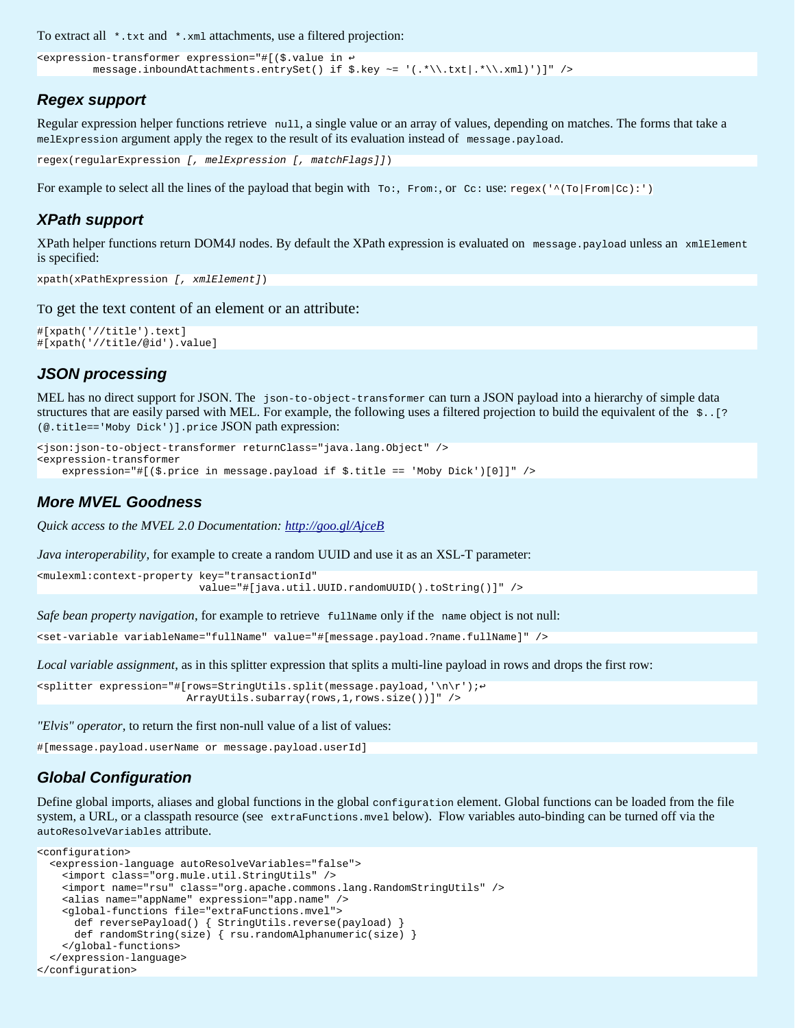To extract all `*.txt` and `*.xml` attachments, use a filtered projection:

```
<expression-transformer expression="#[($.value in ↩
         message.inboundAttachments.entrySet() if $.key ~= '(.*\\.txt|.*\\.xml)')]" />
```

### Regex support

Regular expression helper functions retrieve `null`, a single value or an array of values, depending on matches. The forms that take a `melExpression` argument apply the regex to the result of its evaluation instead of `message.payload`.

```
regex(regularExpression [, melExpression [, matchFlags]])
```

For example to select all the lines of the payload that begin with `To:`, `From:`, or `Cc:` use: `regex('^(To|From|Cc):')`

### XPath support

XPath helper functions return DOM4J nodes. By default the XPath expression is evaluated on `message.payload` unless an `xmlElement` is specified:

```
xpath(xPathExpression [, xmlElement])
```

To get the text content of an element or an attribute:

```
#[xpath('//title').text]
#[xpath('//title/@id').value]
```

### JSON processing

MEL has no direct support for JSON. The `json-to-object-transformer` can turn a JSON payload into a hierarchy of simple data structures that are easily parsed with MEL. For example, the following uses a filtered projection to build the equivalent of the `$..[?(@.title=='Moby Dick')].price` JSON path expression:

```
<json:json-to-object-transformer returnClass="java.lang.Object" />
<expression-transformer
    expression="#[($.price in message.payload if $.title == 'Moby Dick')[0]]" />
```

### More MVEL Goodness

*Quick access to the MVEL 2.0 Documentation: [http://goo.gl/AjceB](http://goo.gl/AjceB)*

*Java interoperability*, for example to create a random UUID and use it as an XSL-T parameter:

```
<mulexml:context-property key="transactionId"
                          value="#[java.util.UUID.randomUUID().toString()]" />
```

*Safe bean property navigation*, for example to retrieve `fullName` only if the `name` object is not null:

```
<set-variable variableName="fullName" value="#[message.payload.?name.fullName]" />
```

*Local variable assignment*, as in this splitter expression that splits a multi-line payload in rows and drops the first row:

```
<splitter expression="#[rows=StringUtils.split(message.payload,'\n\r');↩
                        ArrayUtils.subarray(rows,1,rows.size())]" />
```

*"Elvis" operator*, to return the first non-null value of a list of values:

```
#[message.payload.userName or message.payload.userId]
```

### Global Configuration

Define global imports, aliases and global functions in the global `configuration` element. Global functions can be loaded from the file system, a URL, or a classpath resource (see `extraFunctions.mvel` below). Flow variables auto-binding can be turned off via the `autoResolveVariables` attribute.

```
<configuration>
  <expression-language autoResolveVariables="false">
    <import class="org.mule.util.StringUtils" />
    <import name="rsu" class="org.apache.commons.lang.RandomStringUtils" />
    <alias name="appName" expression="app.name" />
    <global-functions file="extraFunctions.mvel">
      def reversePayload() { StringUtils.reverse(payload) }
      def randomString(size) { rsu.randomAlphanumeric(size) }
    </global-functions>
  </expression-language>
</configuration>
```